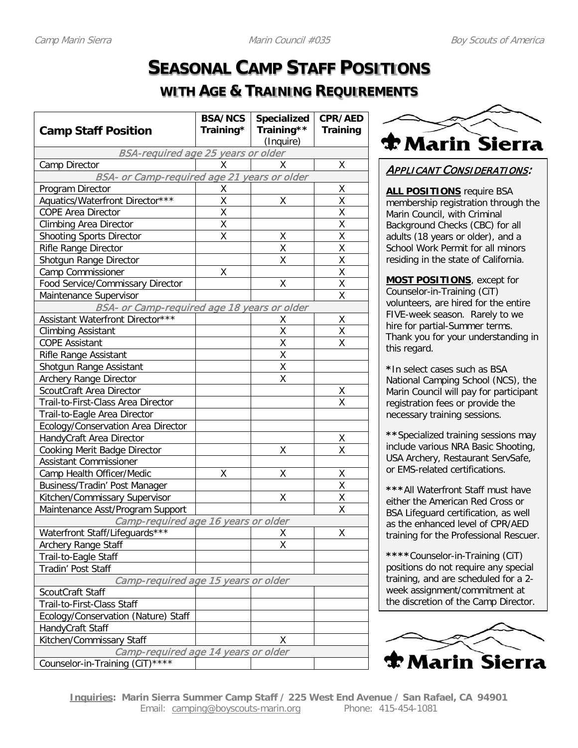# SEASONAL CAMP STAFF POSITIONS

## WITH AGE & TRAINING REQUIREMENTS

| Camp Staff Position | BSA/NCS Training* | Specialized Training** (Inquire) | CPR/AED Training |
|---|---|---|---|
| *BSA-required age 25 years or older* | | | |
| Camp Director | X | X | X |
| *BSA- or Camp-required age 21 years or older* | | | |
| Program Director | X | | X |
| Aquatics/Waterfront Director*** | X | X | X |
| COPE Area Director | X | | X |
| Climbing Area Director | X | | X |
| Shooting Sports Director | X | X | X |
| Rifle Range Director | | X | X |
| Shotgun Range Director | | X | X |
| Camp Commissioner | X | | X |
| Food Service/Commissary Director | | X | X |
| Maintenance Supervisor | | | X |
| *BSA- or Camp-required age 18 years or older* | | | |
| Assistant Waterfront Director*** | | X | X |
| Climbing Assistant | | X | X |
| COPE Assistant | | X | X |
| Rifle Range Assistant | | X | |
| Shotgun Range Assistant | | X | |
| Archery Range Director | | X | |
| ScoutCraft Area Director | | | X |
| Trail-to-First-Class Area Director | | | X |
| Trail-to-Eagle Area Director | | | |
| Ecology/Conservation Area Director | | | |
| HandyCraft Area Director | | | X |
| Cooking Merit Badge Director | | X | X |
| Assistant Commissioner | | | |
| Camp Health Officer/Medic | X | X | X |
| Business/Tradin' Post Manager | | | X |
| Kitchen/Commissary Supervisor | | X | X |
| Maintenance Asst/Program Support | | | X |
| *Camp-required age 16 years or older* | | | |
| Waterfront Staff/Lifeguards*** | | X | X |
| Archery Range Staff | | X | |
| Trail-to-Eagle Staff | | | |
| Tradin' Post Staff | | | |
| *Camp-required age 15 years or older* | | | |
| ScoutCraft Staff | | | |
| Trail-to-First-Class Staff | | | |
| Ecology/Conservation (Nature) Staff | | | |
| HandyCraft Staff | | | |
| Kitchen/Commissary Staff | | X | |
| *Camp-required age 14 years or older* | | | |
| Counselor-in-Training (CiT)**** | | | |

Marin Sierra

### *APPLICANT CONSIDERATIONS:*

**ALL POSITIONS** require BSA membership registration through the Marin Council, with Criminal Background Checks (CBC) for all adults (18 years or older), and a School Work Permit for all minors residing in the state of California.

**MOST POSITIONS**, except for Counselor-in-Training (CiT) volunteers, are hired for the entire FIVE-week season. Rarely to we hire for partial-Summer terms. Thank you for your understanding in this regard.

*In select cases such as BSA National Camping School (NCS), the Marin Council will pay for participant registration fees or provide the necessary training sessions.

**Specialized training sessions may include various NRA Basic Shooting, USA Archery, Restaurant ServSafe, or EMS-related certifications.

***All Waterfront Staff must have either the American Red Cross or BSA Lifeguard certification, as well as the enhanced level of CPR/AED training for the Professional Rescuer.

****Counselor-in-Training (CiT) positions do not require any special training, and are scheduled for a 2-week assignment/commitment at the discretion of the Camp Director.

Marin Sierra

**Inquiries: Marin Sierra Summer Camp Staff / 225 West End Avenue / San Rafael, CA 94901**
Email: camping@boyscouts-marin.org Phone: 415-454-1081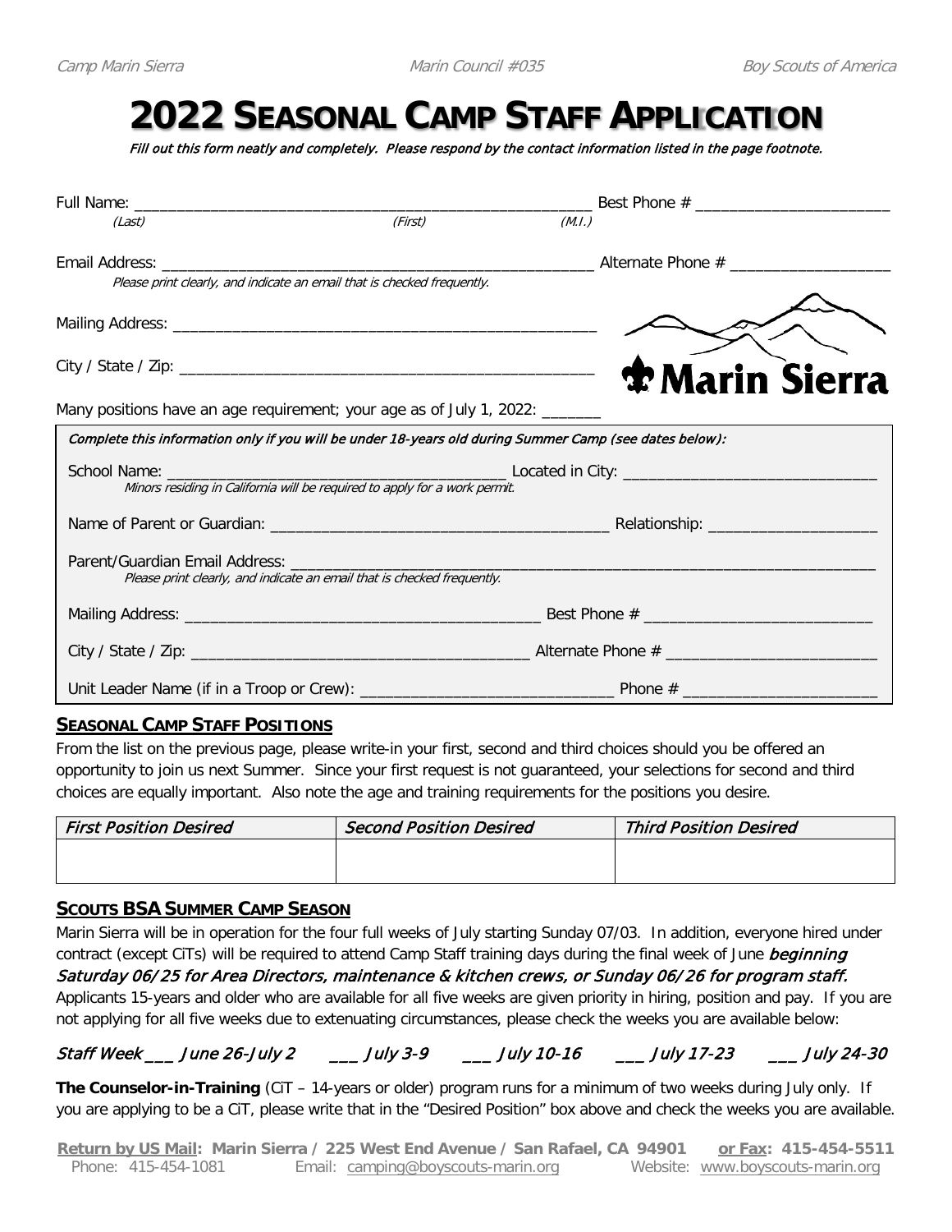# 2022 SEASONAL CAMP STAFF APPLICATION

*Fill out this form neatly and completely. Please respond by the contact information listed in the page footnote.*

Full Name: ______________________________________________________ Best Phone # ______________________
(Last) (First) (M.I.)

Email Address: ____________________________________________________ Alternate Phone # __________________
Please print clearly, and indicate an email that is checked frequently.

Mailing Address: _________________________________________________

City / State / Zip: _______________________________________________

Marin Sierra

Many positions have an age requirement; your age as of July 1, 2022: _______

*Complete this information only if you will be under 18-years old during Summer Camp (see dates below):*

School Name: _______________________________________ Located in City: ______________________________
Minors residing in California will be required to apply for a work permit.

Name of Parent or Guardian: _______________________________________ Relationship: ____________________

Parent/Guardian Email Address: ________________________________________________________________________
Please print clearly, and indicate an email that is checked frequently.

Mailing Address: __________________________________________ Best Phone # ___________________________

City / State / Zip: _______________________________________ Alternate Phone # ________________________

Unit Leader Name (if in a Troop or Crew): _____________________________ Phone # ______________________

## SEASONAL CAMP STAFF POSITIONS

From the list on the previous page, please write-in your first, second and third choices should you be offered an opportunity to join us next Summer. Since your first request is not guaranteed, your selections for second and third choices are equally important. Also note the age and training requirements for the positions you desire.

| *First Position Desired* | *Second Position Desired* | *Third Position Desired* |
|---|---|---|
| | | |

## SCOUTS BSA SUMMER CAMP SEASON

Marin Sierra will be in operation for the four full weeks of July starting Sunday 07/03. In addition, everyone hired under contract (except CiTs) will be required to attend Camp Staff training days during the final week of June *beginning Saturday 06/25 for Area Directors, maintenance & kitchen crews, or Sunday 06/26 for program staff.* Applicants 15-years and older who are available for all five weeks are given priority in hiring, position and pay. If you are not applying for all five weeks due to extenuating circumstances, please check the weeks you are available below:

*Staff Week ___ June 26-July 2 ___ July 3-9 ___ July 10-16 ___ July 17-23 ___ July 24-30*

**The Counselor-in-Training** (CiT – 14-years or older) program runs for a minimum of two weeks during July only. If you are applying to be a CiT, please write that in the "Desired Position" box above and check the weeks you are available.

**Return by US Mail: Marin Sierra / 225 West End Avenue / San Rafael, CA 94901 or Fax: 415-454-5511**
Phone: 415-454-1081 Email: camping@boyscouts-marin.org Website: www.boyscouts-marin.org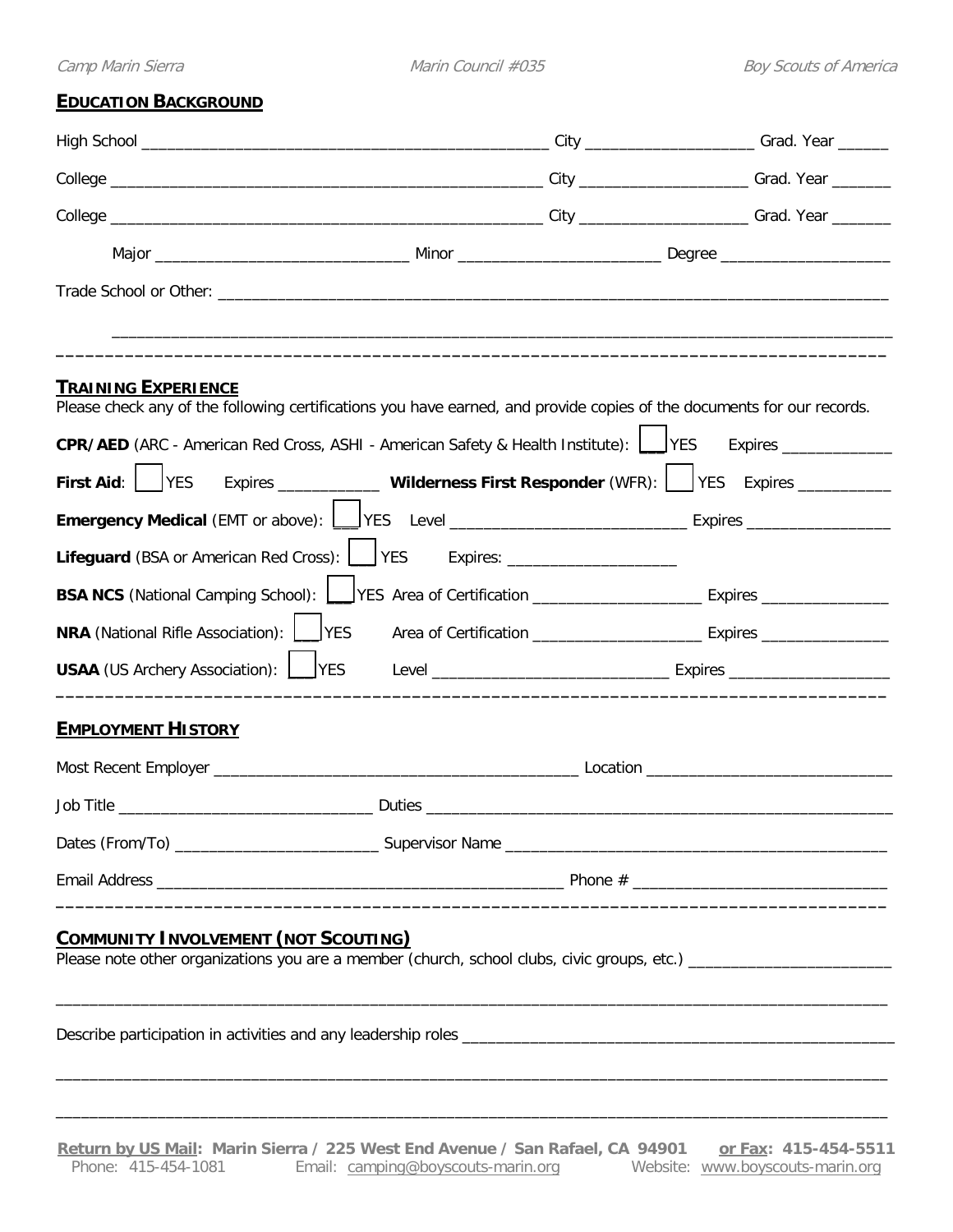## EDUCATION BACKGROUND

High School ______________________________________________ City ___________________ Grad. Year ______

College ________________________________________________ City ___________________ Grad. Year _______

College ________________________________________________ City ___________________ Grad. Year _______

Major ____________________________ Minor ______________________ Degree ___________________

Trade School or Other: ________________________________________________________________________

_____________________________________________________________________________________

## TRAINING EXPERIENCE

Please check any of the following certifications you have earned, and provide copies of the documents for our records.

**CPR/AED** (ARC - American Red Cross, ASHI - American Safety & Health Institute): ☐ YES Expires ____________

**First Aid**: ☐ YES Expires ___________ **Wilderness First Responder** (WFR): ☐ YES Expires __________

**Emergency Medical** (EMT or above): ☐ YES Level __________________________ Expires ________________

**Lifeguard** (BSA or American Red Cross): ☐ YES Expires: ___________________

**BSA NCS** (National Camping School): ☐ YES Area of Certification ___________________ Expires ______________

**NRA** (National Rifle Association): ☐ YES Area of Certification ___________________ Expires ______________

**USAA** (US Archery Association): ☐ YES Level __________________________ Expires __________________

## EMPLOYMENT HISTORY

Most Recent Employer ________________________________________ Location ____________________________

Job Title ____________________________ Duties ______________________________________________________

Dates (From/To) ______________________ Supervisor Name ___________________________________________

Email Address ______________________________________________ Phone # ____________________________

## COMMUNITY INVOLVEMENT (NOT SCOUTING)

Please note other organizations you are a member (church, school clubs, civic groups, etc.) _______________________

_____________________________________________________________________________________

Describe participation in activities and any leadership roles _________________________________________________

_____________________________________________________________________________________

_____________________________________________________________________________________

**Return by US Mail: Marin Sierra / 225 West End Avenue / San Rafael, CA 94901 or Fax: 415-454-5511**
Phone: 415-454-1081 Email: camping@boyscouts-marin.org Website: www.boyscouts-marin.org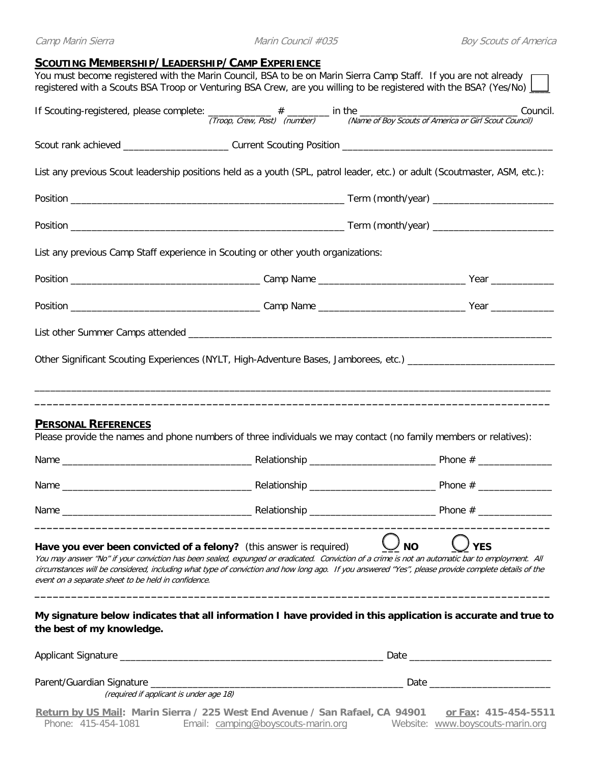## Scouting Membership/Leadership/Camp Experience

You must become registered with the Marin Council, BSA to be on Marin Sierra Camp Staff. If you are not already registered with a Scouts BSA Troop or Venturing BSA Crew, are you willing to be registered with the BSA? (Yes/No) ___

If Scouting-registered, please complete: ___________ # ________ in the ____________________________ Council.
*(Troop, Crew, Post) (number) (Name of Boy Scouts of America or Girl Scout Council)*

Scout rank achieved ____________________ Current Scouting Position ________________________________________

List any previous Scout leadership positions held as a youth (SPL, patrol leader, etc.) or adult (Scoutmaster, ASM, etc.):

Position ______________________________________________________ Term (month/year) _______________________

Position ______________________________________________________ Term (month/year) _______________________

List any previous Camp Staff experience in Scouting or other youth organizations:

Position ____________________________________ Camp Name ____________________________ Year ____________

Position ____________________________________ Camp Name ____________________________ Year ____________

List other Summer Camps attended ______________________________________________________________________

Other Significant Scouting Experiences (NYLT, High-Adventure Bases, Jamborees, etc.) ___________________________

_____________________________________________________________________________________________

## Personal References

Please provide the names and phone numbers of three individuals we may contact (no family members or relatives):

Name ____________________________________ Relationship ________________________ Phone # ______________

Name ____________________________________ Relationship ________________________ Phone # ______________

Name ____________________________________ Relationship ________________________ Phone # ______________

**Have you ever been convicted of a felony?** (this answer is required) ___ **NO** ___ **YES**

*You may answer "No" if your conviction has been sealed, expunged or eradicated. Conviction of a crime is not an automatic bar to employment. All circumstances will be considered, including what type of conviction and how long ago. If you answered "Yes", please provide complete details of the event on a separate sheet to be held in confidence.*

**My signature below indicates that all information I have provided in this application is accurate and true to the best of my knowledge.**

Applicant Signature ___________________________________________________ Date ___________________________

Parent/Guardian Signature ___________________________________________________ Date _______________________
*(required if applicant is under age 18)*

**Return by US Mail: Marin Sierra / 225 West End Avenue / San Rafael, CA 94901 or Fax: 415-454-5511**
Phone: 415-454-1081 Email: camping@boyscouts-marin.org Website: www.boyscouts-marin.org